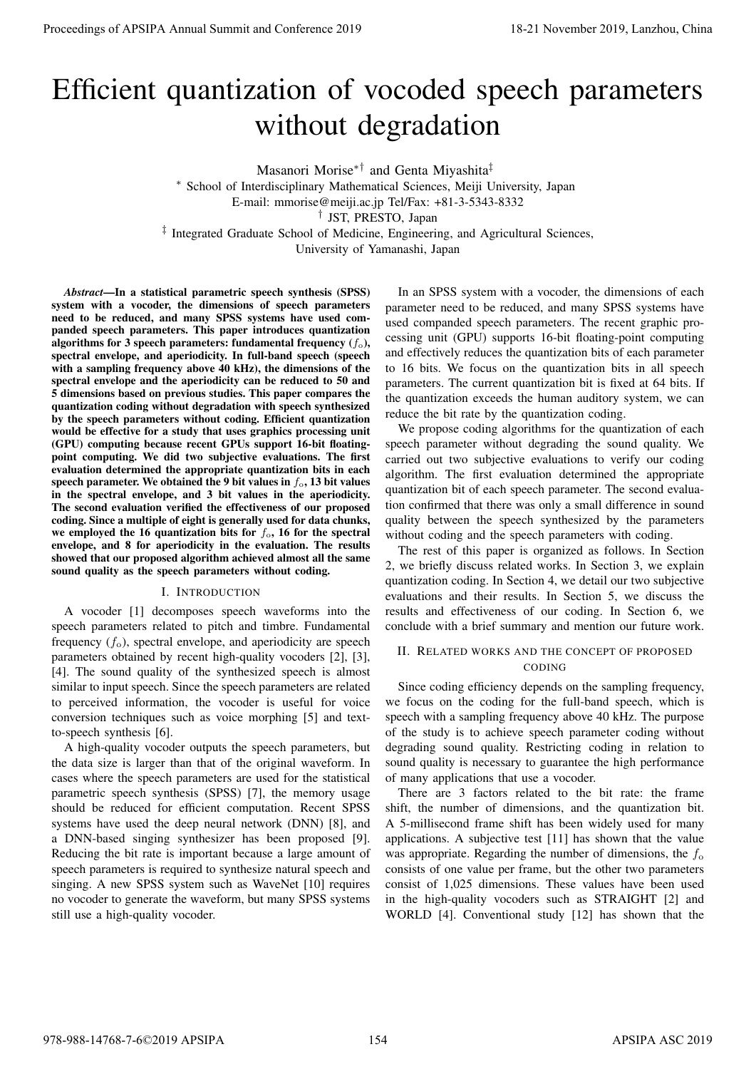# Efficient quantization of vocoded speech parameters without degradation

Masanori Morise[*†] and Genta Miyashita[‡]

[*] School of Interdisciplinary Mathematical Sciences, Meiji University, Japan

E-mail: mmorise@meiji.ac.jp Tel/Fax: +81-3-5343-8332

[†] JST, PRESTO, Japan

[‡] Integrated Graduate School of Medicine, Engineering, and Agricultural Sciences,
University of Yamanashi, Japan

***Abstract*—In a statistical parametric speech synthesis (SPSS) system with a vocoder, the dimensions of speech parameters need to be reduced, and many SPSS systems have used companded speech parameters. This paper introduces quantization algorithms for 3 speech parameters: fundamental frequency ($f_o$), spectral envelope, and aperiodicity. In full-band speech (speech with a sampling frequency above 40 kHz), the dimensions of the spectral envelope and the aperiodicity can be reduced to 50 and 5 dimensions based on previous studies. This paper compares the quantization coding without degradation with speech synthesized by the speech parameters without coding. Efficient quantization would be effective for a study that uses graphics processing unit (GPU) computing because recent GPUs support 16-bit floating-point computing. We did two subjective evaluations. The first evaluation determined the appropriate quantization bits in each speech parameter. We obtained the 9 bit values in $f_o$, 13 bit values in the spectral envelope, and 3 bit values in the aperiodicity. The second evaluation verified the effectiveness of our proposed coding. Since a multiple of eight is generally used for data chunks, we employed the 16 quantization bits for $f_o$, 16 for the spectral envelope, and 8 for aperiodicity in the evaluation. The results showed that our proposed algorithm achieved almost all the same sound quality as the speech parameters without coding.**

## I. Introduction

A vocoder [1] decomposes speech waveforms into the speech parameters related to pitch and timbre. Fundamental frequency ($f_o$), spectral envelope, and aperiodicity are speech parameters obtained by recent high-quality vocoders [2], [3], [4]. The sound quality of the synthesized speech is almost similar to input speech. Since the speech parameters are related to perceived information, the vocoder is useful for voice conversion techniques such as voice morphing [5] and text-to-speech synthesis [6].

A high-quality vocoder outputs the speech parameters, but the data size is larger than that of the original waveform. In cases where the speech parameters are used for the statistical parametric speech synthesis (SPSS) [7], the memory usage should be reduced for efficient computation. Recent SPSS systems have used the deep neural network (DNN) [8], and a DNN-based singing synthesizer has been proposed [9]. Reducing the bit rate is important because a large amount of speech parameters is required to synthesize natural speech and singing. A new SPSS system such as WaveNet [10] requires no vocoder to generate the waveform, but many SPSS systems still use a high-quality vocoder.

In an SPSS system with a vocoder, the dimensions of each parameter need to be reduced, and many SPSS systems have used companded speech parameters. The recent graphic processing unit (GPU) supports 16-bit floating-point computing and effectively reduces the quantization bits of each parameter to 16 bits. We focus on the quantization bits in all speech parameters. The current quantization bit is fixed at 64 bits. If the quantization exceeds the human auditory system, we can reduce the bit rate by the quantization coding.

We propose coding algorithms for the quantization of each speech parameter without degrading the sound quality. We carried out two subjective evaluations to verify our coding algorithm. The first evaluation determined the appropriate quantization bit of each speech parameter. The second evaluation confirmed that there was only a small difference in sound quality between the speech synthesized by the parameters without coding and the speech parameters with coding.

The rest of this paper is organized as follows. In Section 2, we briefly discuss related works. In Section 3, we explain quantization coding. In Section 4, we detail our two subjective evaluations and their results. In Section 5, we discuss the results and effectiveness of our coding. In Section 6, we conclude with a brief summary and mention our future work.

## II. Related works and the concept of proposed coding

Since coding efficiency depends on the sampling frequency, we focus on the coding for the full-band speech, which is speech with a sampling frequency above 40 kHz. The purpose of the study is to achieve speech parameter coding without degrading sound quality. Restricting coding in relation to sound quality is necessary to guarantee the high performance of many applications that use a vocoder.

There are 3 factors related to the bit rate: the frame shift, the number of dimensions, and the quantization bit. A 5-millisecond frame shift has been widely used for many applications. A subjective test [11] has shown that the value was appropriate. Regarding the number of dimensions, the $f_o$ consists of one value per frame, but the other two parameters consist of 1,025 dimensions. These values have been used in the high-quality vocoders such as STRAIGHT [2] and WORLD [4]. Conventional study [12] has shown that the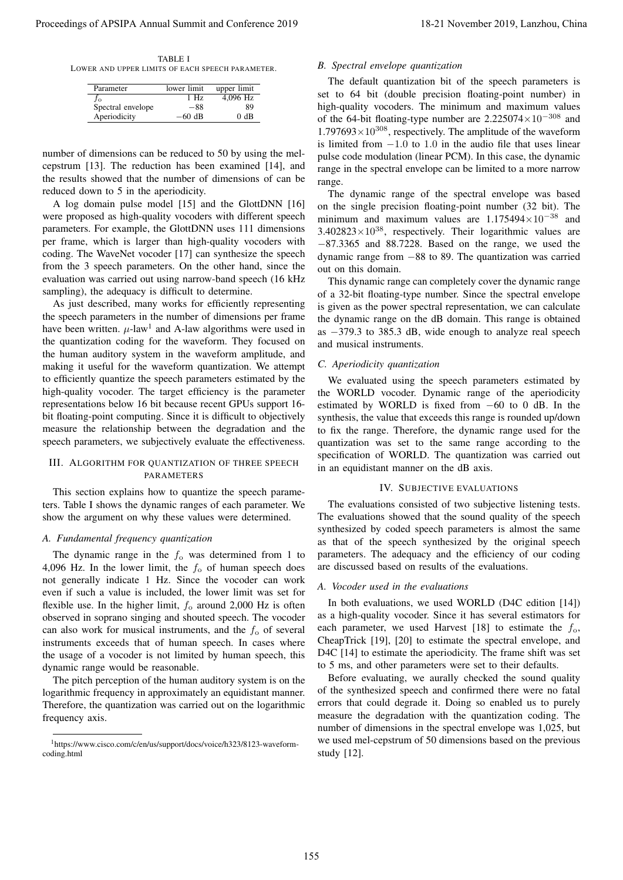TABLE I
LOWER AND UPPER LIMITS OF EACH SPEECH PARAMETER.

| Parameter | lower limit | upper limit |
|---|---|---|
| $f_o$ | 1 Hz | 4,096 Hz |
| Spectral envelope | $-88$ | 89 |
| Aperiodicity | $-60$ dB | 0 dB |

number of dimensions can be reduced to 50 by using the mel-cepstrum [13]. The reduction has been examined [14], and the results showed that the number of dimensions of can be reduced down to 5 in the aperiodicity.

A log domain pulse model [15] and the GlottDNN [16] were proposed as high-quality vocoders with different speech parameters. For example, the GlottDNN uses 111 dimensions per frame, which is larger than high-quality vocoders with coding. The WaveNet vocoder [17] can synthesize the speech from the 3 speech parameters. On the other hand, since the evaluation was carried out using narrow-band speech (16 kHz sampling), the adequacy is difficult to determine.

As just described, many works for efficiently representing the speech parameters in the number of dimensions per frame have been written. $\mu$-law[1] and A-law algorithms were used in the quantization coding for the waveform. They focused on the human auditory system in the waveform amplitude, and making it useful for the waveform quantization. We attempt to efficiently quantize the speech parameters estimated by the high-quality vocoder. The target efficiency is the parameter representations below 16 bit because recent GPUs support 16-bit floating-point computing. Since it is difficult to objectively measure the relationship between the degradation and the speech parameters, we subjectively evaluate the effectiveness.

## III. Algorithm for quantization of three speech parameters

This section explains how to quantize the speech parameters. Table I shows the dynamic ranges of each parameter. We show the argument on why these values were determined.

### A. Fundamental frequency quantization

The dynamic range in the $f_o$ was determined from 1 to 4,096 Hz. In the lower limit, the $f_o$ of human speech does not generally indicate 1 Hz. Since the vocoder can work even if such a value is included, the lower limit was set for flexible use. In the higher limit, $f_o$ around 2,000 Hz is often observed in soprano singing and shouted speech. The vocoder can also work for musical instruments, and the $f_o$ of several instruments exceeds that of human speech. In cases where the usage of a vocoder is not limited by human speech, this dynamic range would be reasonable.

The pitch perception of the human auditory system is on the logarithmic frequency in approximately an equidistant manner. Therefore, the quantization was carried out on the logarithmic frequency axis.

[1]https://www.cisco.com/c/en/us/support/docs/voice/h323/8123-waveform-coding.html

### B. Spectral envelope quantization

The default quantization bit of the speech parameters is set to 64 bit (double precision floating-point number) in high-quality vocoders. The minimum and maximum values of the 64-bit floating-type number are $2.225074\times10^{-308}$ and $1.797693\times10^{308}$, respectively. The amplitude of the waveform is limited from $-1.0$ to $1.0$ in the audio file that uses linear pulse code modulation (linear PCM). In this case, the dynamic range in the spectral envelope can be limited to a more narrow range.

The dynamic range of the spectral envelope was based on the single precision floating-point number (32 bit). The minimum and maximum values are $1.175494\times10^{-38}$ and $3.402823\times10^{38}$, respectively. Their logarithmic values are $-87.3365$ and $88.7228$. Based on the range, we used the dynamic range from $-88$ to 89. The quantization was carried out on this domain.

This dynamic range can completely cover the dynamic range of a 32-bit floating-type number. Since the spectral envelope is given as the power spectral representation, we can calculate the dynamic range on the dB domain. This range is obtained as $-379.3$ to 385.3 dB, wide enough to analyze real speech and musical instruments.

### C. Aperiodicity quantization

We evaluated using the speech parameters estimated by the WORLD vocoder. Dynamic range of the aperiodicity estimated by WORLD is fixed from $-60$ to 0 dB. In the synthesis, the value that exceeds this range is rounded up/down to fix the range. Therefore, the dynamic range used for the quantization was set to the same range according to the specification of WORLD. The quantization was carried out in an equidistant manner on the dB axis.

## IV. Subjective evaluations

The evaluations consisted of two subjective listening tests. The evaluations showed that the sound quality of the speech synthesized by coded speech parameters is almost the same as that of the speech synthesized by the original speech parameters. The adequacy and the efficiency of our coding are discussed based on results of the evaluations.

### A. Vocoder used in the evaluations

In both evaluations, we used WORLD (D4C edition [14]) as a high-quality vocoder. Since it has several estimators for each parameter, we used Harvest [18] to estimate the $f_o$, CheapTrick [19], [20] to estimate the spectral envelope, and D4C [14] to estimate the aperiodicity. The frame shift was set to 5 ms, and other parameters were set to their defaults.

Before evaluating, we aurally checked the sound quality of the synthesized speech and confirmed there were no fatal errors that could degrade it. Doing so enabled us to purely measure the degradation with the quantization coding. The number of dimensions in the spectral envelope was 1,025, but we used mel-cepstrum of 50 dimensions based on the previous study [12].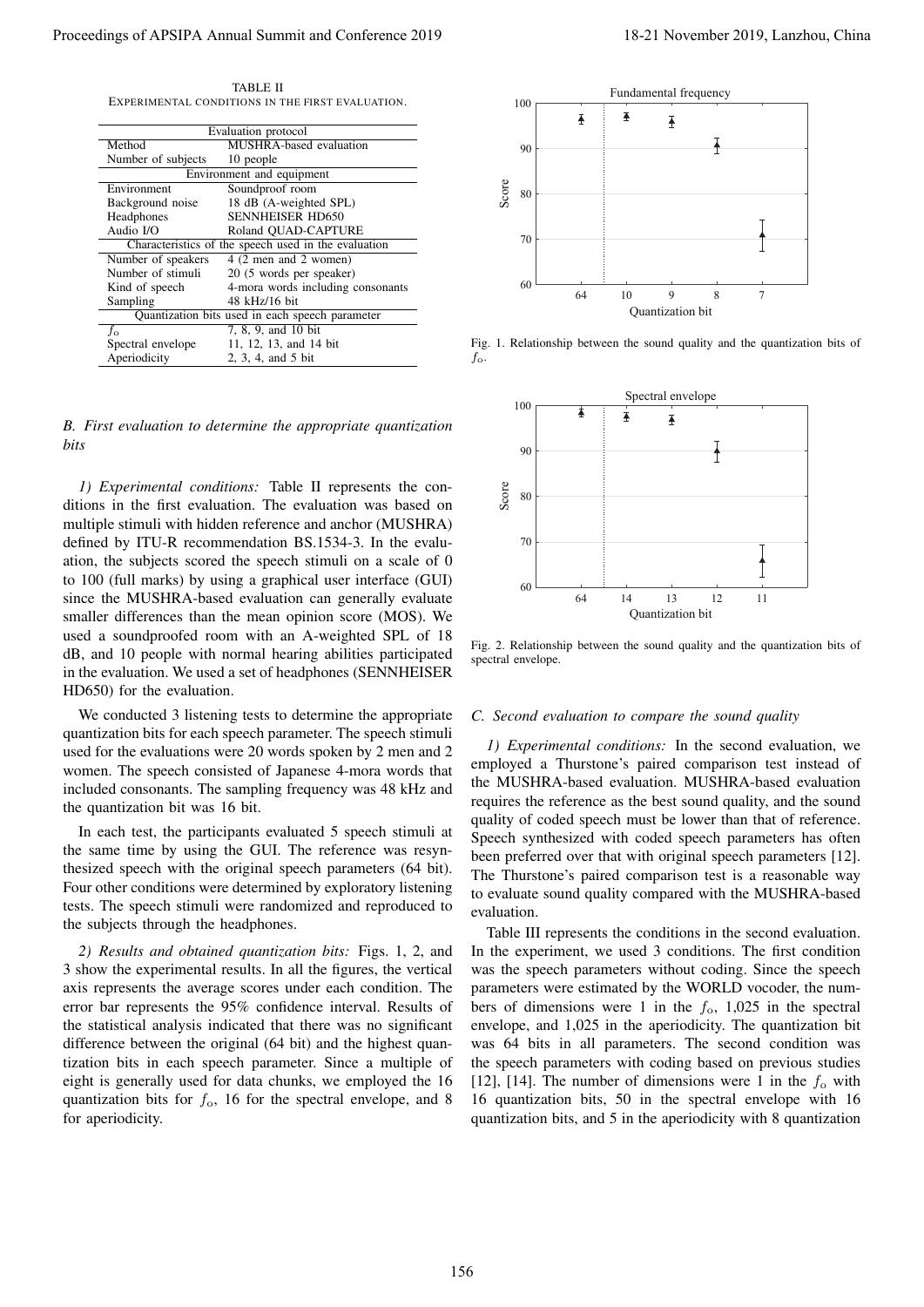TABLE II
EXPERIMENTAL CONDITIONS IN THE FIRST EVALUATION.

| Evaluation protocol | |
|---|---|
| Method | MUSHRA-based evaluation |
| Number of subjects | 10 people |
| **Environment and equipment** | |
| Environment | Soundproof room |
| Background noise | 18 dB (A-weighted SPL) |
| Headphones | SENNHEISER HD650 |
| Audio I/O | Roland QUAD-CAPTURE |
| **Characteristics of the speech used in the evaluation** | |
| Number of speakers | 4 (2 men and 2 women) |
| Number of stimuli | 20 (5 words per speaker) |
| Kind of speech | 4-mora words including consonants |
| Sampling | 48 kHz/16 bit |
| **Quantization bits used in each speech parameter** | |
| $f_o$ | 7, 8, 9, and 10 bit |
| Spectral envelope | 11, 12, 13, and 14 bit |
| Aperiodicity | 2, 3, 4, and 5 bit |

### *B. First evaluation to determine the appropriate quantization bits*

*1) Experimental conditions:* Table II represents the conditions in the first evaluation. The evaluation was based on multiple stimuli with hidden reference and anchor (MUSHRA) defined by ITU-R recommendation BS.1534-3. In the evaluation, the subjects scored the speech stimuli on a scale of 0 to 100 (full marks) by using a graphical user interface (GUI) since the MUSHRA-based evaluation can generally evaluate smaller differences than the mean opinion score (MOS). We used a soundproofed room with an A-weighted SPL of 18 dB, and 10 people with normal hearing abilities participated in the evaluation. We used a set of headphones (SENNHEISER HD650) for the evaluation.

We conducted 3 listening tests to determine the appropriate quantization bits for each speech parameter. The speech stimuli used for the evaluations were 20 words spoken by 2 men and 2 women. The speech consisted of Japanese 4-mora words that included consonants. The sampling frequency was 48 kHz and the quantization bit was 16 bit.

In each test, the participants evaluated 5 speech stimuli at the same time by using the GUI. The reference was resynthesized speech with the original speech parameters (64 bit). Four other conditions were determined by exploratory listening tests. The speech stimuli were randomized and reproduced to the subjects through the headphones.

*2) Results and obtained quantization bits:* Figs. 1, 2, and 3 show the experimental results. In all the figures, the vertical axis represents the average scores under each condition. The error bar represents the 95% confidence interval. Results of the statistical analysis indicated that there was no significant difference between the original (64 bit) and the highest quantization bits in each speech parameter. Since a multiple of eight is generally used for data chunks, we employed the 16 quantization bits for $f_o$, 16 for the spectral envelope, and 8 for aperiodicity.

Fig. 1. Relationship between the sound quality and the quantization bits of $f_o$.

Fig. 2. Relationship between the sound quality and the quantization bits of spectral envelope.

### *C. Second evaluation to compare the sound quality*

*1) Experimental conditions:* In the second evaluation, we employed a Thurstone's paired comparison test instead of the MUSHRA-based evaluation. MUSHRA-based evaluation requires the reference as the best sound quality, and the sound quality of coded speech must be lower than that of reference. Speech synthesized with coded speech parameters has often been preferred over that with original speech parameters [12]. The Thurstone's paired comparison test is a reasonable way to evaluate sound quality compared with the MUSHRA-based evaluation.

Table III represents the conditions in the second evaluation. In the experiment, we used 3 conditions. The first condition was the speech parameters without coding. Since the speech parameters were estimated by the WORLD vocoder, the numbers of dimensions were 1 in the $f_o$, 1,025 in the spectral envelope, and 1,025 in the aperiodicity. The quantization bit was 64 bits in all parameters. The second condition was the speech parameters with coding based on previous studies [12], [14]. The number of dimensions were 1 in the $f_o$ with 16 quantization bits, 50 in the spectral envelope with 16 quantization bits, and 5 in the aperiodicity with 8 quantization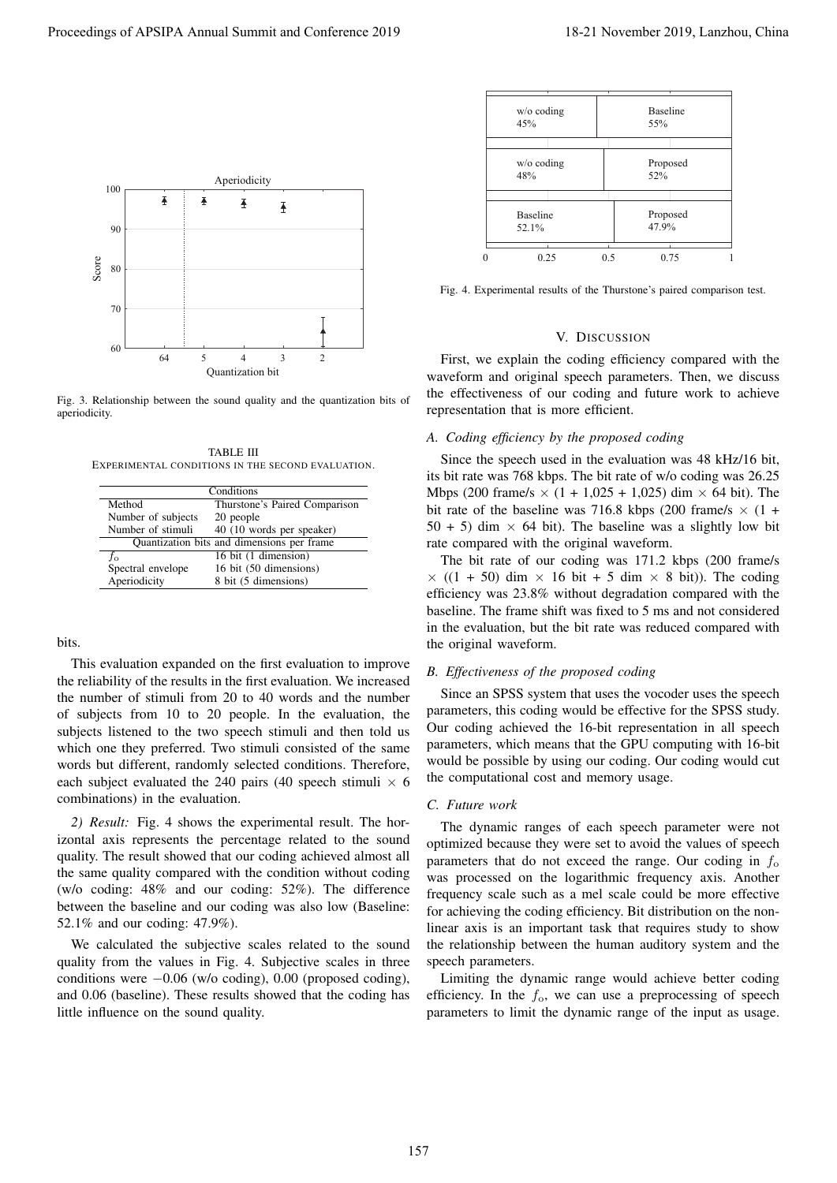Fig. 3. Relationship between the sound quality and the quantization bits of aperiodicity.

TABLE III
EXPERIMENTAL CONDITIONS IN THE SECOND EVALUATION.

| Conditions | |
|---|---|
| Method | Thurstone's Paired Comparison |
| Number of subjects | 20 people |
| Number of stimuli | 40 (10 words per speaker) |
| Quantization bits and dimensions per frame | |
| $f_o$ | 16 bit (1 dimension) |
| Spectral envelope | 16 bit (50 dimensions) |
| Aperiodicity | 8 bit (5 dimensions) |

bits.

This evaluation expanded on the first evaluation to improve the reliability of the results in the first evaluation. We increased the number of stimuli from 20 to 40 words and the number of subjects from 10 to 20 people. In the evaluation, the subjects listened to the two speech stimuli and then told us which one they preferred. Two stimuli consisted of the same words but different, randomly selected conditions. Therefore, each subject evaluated the 240 pairs (40 speech stimuli $\times$ 6 combinations) in the evaluation.

*2) Result:* Fig. 4 shows the experimental result. The horizontal axis represents the percentage related to the sound quality. The result showed that our coding achieved almost all the same quality compared with the condition without coding (w/o coding: 48% and our coding: 52%). The difference between the baseline and our coding was also low (Baseline: 52.1% and our coding: 47.9%).

We calculated the subjective scales related to the sound quality from the values in Fig. 4. Subjective scales in three conditions were $-0.06$ (w/o coding), 0.00 (proposed coding), and 0.06 (baseline). These results showed that the coding has little influence on the sound quality.

Fig. 4. Experimental results of the Thurstone's paired comparison test.

## V. DISCUSSION

First, we explain the coding efficiency compared with the waveform and original speech parameters. Then, we discuss the effectiveness of our coding and future work to achieve representation that is more efficient.

### *A. Coding efficiency by the proposed coding*

Since the speech used in the evaluation was 48 kHz/16 bit, its bit rate was 768 kbps. The bit rate of w/o coding was 26.25 Mbps (200 frame/s $\times$ (1 + 1,025 + 1,025) dim $\times$ 64 bit). The bit rate of the baseline was 716.8 kbps (200 frame/s $\times$ (1 + 50 + 5) dim $\times$ 64 bit). The baseline was a slightly low bit rate compared with the original waveform.

The bit rate of our coding was 171.2 kbps (200 frame/s $\times$ ((1 + 50) dim $\times$ 16 bit + 5 dim $\times$ 8 bit)). The coding efficiency was 23.8% without degradation compared with the baseline. The frame shift was fixed to 5 ms and not considered in the evaluation, but the bit rate was reduced compared with the original waveform.

### *B. Effectiveness of the proposed coding*

Since an SPSS system that uses the vocoder uses the speech parameters, this coding would be effective for the SPSS study. Our coding achieved the 16-bit representation in all speech parameters, which means that the GPU computing with 16-bit would be possible by using our coding. Our coding would cut the computational cost and memory usage.

### *C. Future work*

The dynamic ranges of each speech parameter were not optimized because they were set to avoid the values of speech parameters that do not exceed the range. Our coding in $f_o$ was processed on the logarithmic frequency axis. Another frequency scale such as a mel scale could be more effective for achieving the coding efficiency. Bit distribution on the nonlinear axis is an important task that requires study to show the relationship between the human auditory system and the speech parameters.

Limiting the dynamic range would achieve better coding efficiency. In the $f_o$, we can use a preprocessing of speech parameters to limit the dynamic range of the input as usage.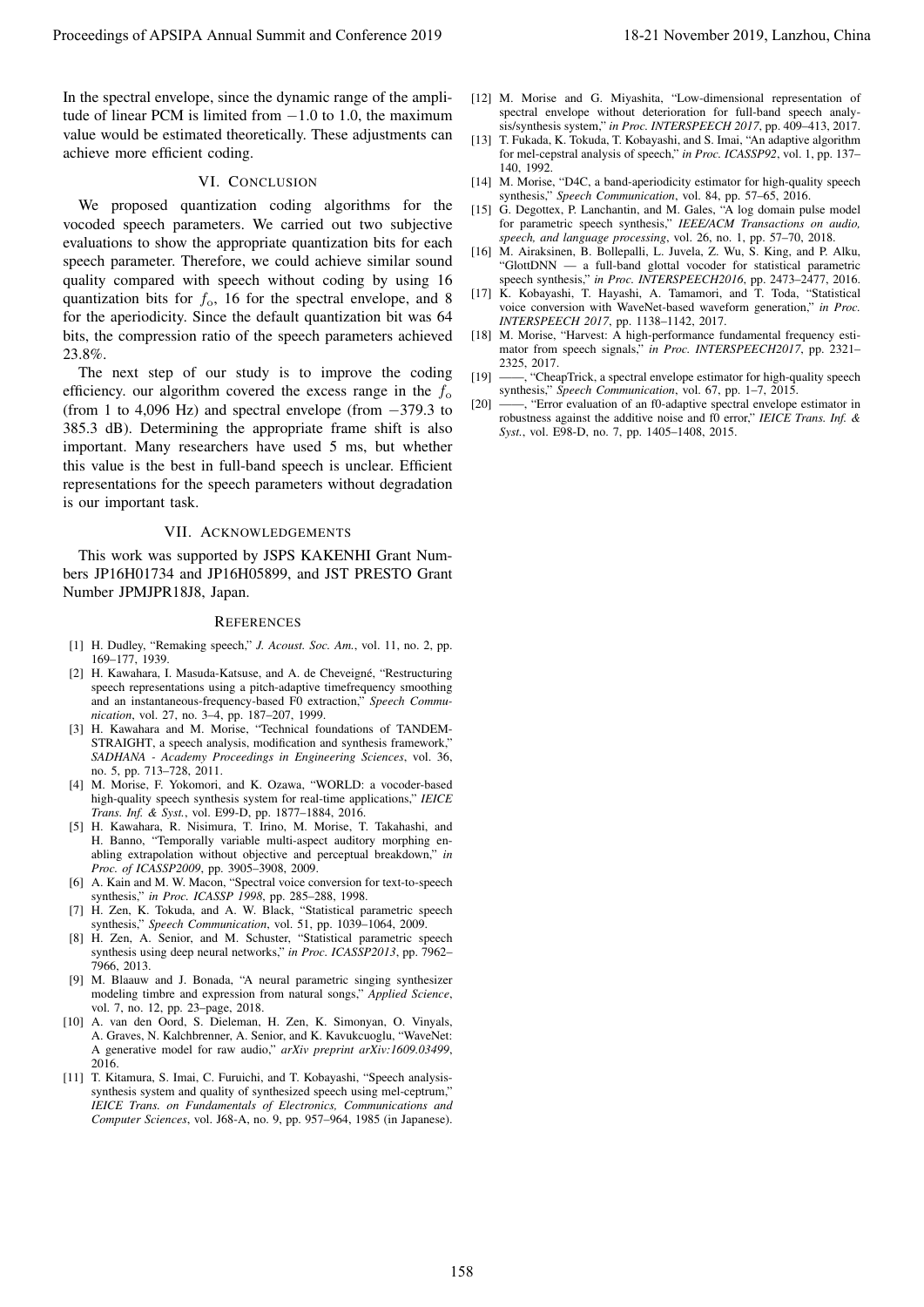In the spectral envelope, since the dynamic range of the amplitude of linear PCM is limited from $-1.0$ to 1.0, the maximum value would be estimated theoretically. These adjustments can achieve more efficient coding.

## VI. Conclusion

We proposed quantization coding algorithms for the vocoded speech parameters. We carried out two subjective evaluations to show the appropriate quantization bits for each speech parameter. Therefore, we could achieve similar sound quality compared with speech without coding by using 16 quantization bits for $f_o$, 16 for the spectral envelope, and 8 for the aperiodicity. Since the default quantization bit was 64 bits, the compression ratio of the speech parameters achieved 23.8%.

The next step of our study is to improve the coding efficiency. our algorithm covered the excess range in the $f_o$ (from 1 to 4,096 Hz) and spectral envelope (from $-379.3$ to 385.3 dB). Determining the appropriate frame shift is also important. Many researchers have used 5 ms, but whether this value is the best in full-band speech is unclear. Efficient representations for the speech parameters without degradation is our important task.

## VII. Acknowledgements

This work was supported by JSPS KAKENHI Grant Numbers JP16H01734 and JP16H05899, and JST PRESTO Grant Number JPMJPR18J8, Japan.

## References

[1] H. Dudley, "Remaking speech," *J. Acoust. Soc. Am.*, vol. 11, no. 2, pp. 169–177, 1939.

[2] H. Kawahara, I. Masuda-Katsuse, and A. de Cheveigné, "Restructuring speech representations using a pitch-adaptive timefrequency smoothing and an instantaneous-frequency-based F0 extraction," *Speech Communication*, vol. 27, no. 3–4, pp. 187–207, 1999.

[3] H. Kawahara and M. Morise, "Technical foundations of TANDEM-STRAIGHT, a speech analysis, modification and synthesis framework," *SADHANA - Academy Proceedings in Engineering Sciences*, vol. 36, no. 5, pp. 713–728, 2011.

[4] M. Morise, F. Yokomori, and K. Ozawa, "WORLD: a vocoder-based high-quality speech synthesis system for real-time applications," *IEICE Trans. Inf. & Syst.*, vol. E99-D, pp. 1877–1884, 2016.

[5] H. Kawahara, R. Nisimura, T. Irino, M. Morise, T. Takahashi, and H. Banno, "Temporally variable multi-aspect auditory morphing enabling extrapolation without objective and perceptual breakdown," *in Proc. of ICASSP2009*, pp. 3905–3908, 2009.

[6] A. Kain and M. W. Macon, "Spectral voice conversion for text-to-speech synthesis," *in Proc. ICASSP 1998*, pp. 285–288, 1998.

[7] H. Zen, K. Tokuda, and A. W. Black, "Statistical parametric speech synthesis," *Speech Communication*, vol. 51, pp. 1039–1064, 2009.

[8] H. Zen, A. Senior, and M. Schuster, "Statistical parametric speech synthesis using deep neural networks," *in Proc. ICASSP2013*, pp. 7962–7966, 2013.

[9] M. Blaauw and J. Bonada, "A neural parametric singing synthesizer modeling timbre and expression from natural songs," *Applied Science*, vol. 7, no. 12, pp. 23–page, 2018.

[10] A. van den Oord, S. Dieleman, H. Zen, K. Simonyan, O. Vinyals, A. Graves, N. Kalchbrenner, A. Senior, and K. Kavukcuoglu, "WaveNet: A generative model for raw audio," *arXiv preprint arXiv:1609.03499*, 2016.

[11] T. Kitamura, S. Imai, C. Furuichi, and T. Kobayashi, "Speech analysis-synthesis system and quality of synthesized speech using mel-ceptrum," *IEICE Trans. on Fundamentals of Electronics, Communications and Computer Sciences*, vol. J68-A, no. 9, pp. 957–964, 1985 (in Japanese).

[12] M. Morise and G. Miyashita, "Low-dimensional representation of spectral envelope without deterioration for full-band speech analysis/synthesis system," *in Proc. INTERSPEECH 2017*, pp. 409–413, 2017.

[13] T. Fukada, K. Tokuda, T. Kobayashi, and S. Imai, "An adaptive algorithm for mel-cepstral analysis of speech," *in Proc. ICASSP92*, vol. 1, pp. 137–140, 1992.

[14] M. Morise, "D4C, a band-aperiodicity estimator for high-quality speech synthesis," *Speech Communication*, vol. 84, pp. 57–65, 2016.

[15] G. Degottex, P. Lanchantin, and M. Gales, "A log domain pulse model for parametric speech synthesis," *IEEE/ACM Transactions on audio, speech, and language processing*, vol. 26, no. 1, pp. 57–70, 2018.

[16] M. Airaksinen, B. Bollepalli, L. Juvela, Z. Wu, S. King, and P. Alku, "GlottDNN — a full-band glottal vocoder for statistical parametric speech synthesis," *in Proc. INTERSPEECH2016*, pp. 2473–2477, 2016.

[17] K. Kobayashi, T. Hayashi, A. Tamamori, and T. Toda, "Statistical voice conversion with WaveNet-based waveform generation," *in Proc. INTERSPEECH 2017*, pp. 1138–1142, 2017.

[18] M. Morise, "Harvest: A high-performance fundamental frequency estimator from speech signals," *in Proc. INTERSPEECH2017*, pp. 2321–2325, 2017.

[19] ——, "CheapTrick, a spectral envelope estimator for high-quality speech synthesis," *Speech Communication*, vol. 67, pp. 1–7, 2015.

[20] ——, "Error evaluation of an f0-adaptive spectral envelope estimator in robustness against the additive noise and f0 error," *IEICE Trans. Inf. & Syst.*, vol. E98-D, no. 7, pp. 1405–1408, 2015.